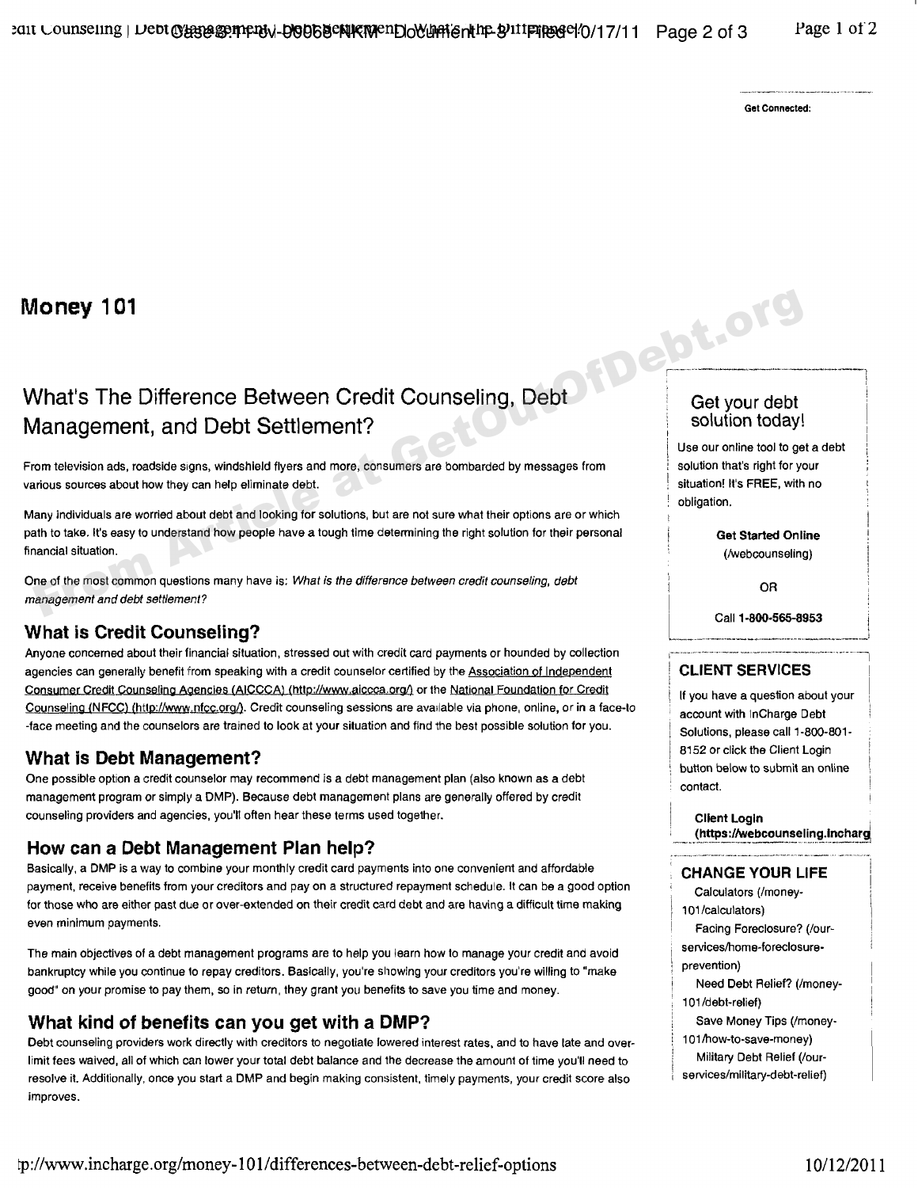Get Connected:

# Money 101

## What's The Difference Between Credit Counseling, Debt Management, and Debt Settlement?

From television ads, roadside signs, windshield flyers and more, consumers are bombarded by messages from various sources about how they can help eliminate debt.

Many individuals are worried about debt and looking for solutions, but are not sure what their options are or which path to take. It's easy to understand how people have a tough time determining the right solution for their personal financial situation.

One of the most common questions many have is: *What is the difference between credit counseling, debt management and debt settlement?*

### What is Credit Counseling?

Anyone concerned about their financial situation, stressed out with credit card payments or hounded by collection agencies can generally benefit from speaking with a credit counselor certified by the Association of Independent Consumer Credit Counseling Agencies (AICCCA) (http://www.aiccca.org/) or the National Foundation for Credit Counseling (NFCC) (http://www.nfcc.org/). Credit counseling sessions are available via phone, online, or in a face-to-face meeting and the counselors are trained to look at your situation and find the best possible solution for you.

### What is Debt Management?

One possible option a credit counselor may recommend is a debt management plan (also known as a debt management program or simply a DMP). Because debt management plans are generally offered by credit counseling providers and agencies, you'll often hear these terms used together.

### How can a Debt Management Plan help?

Basically, a DMP is a way to combine your monthly credit card payments into one convenient and affordable payment, receive benefits from your creditors and pay on a structured repayment schedule. It can be a good option for those who are either past due or over-extended on their credit card debt and are having a difficult time making even minimum payments.

The main objectives of a debt management programs are to help you learn how to manage your credit and avoid bankruptcy while you continue to repay creditors. Basically, you're showing your creditors you're willing to "make good" on your promise to pay them, so in return, they grant you benefits to save you time and money.

### What kind of benefits can you get with a DMP?

Debt counseling providers work directly with creditors to negotiate lowered interest rates, and to have late and over-limit fees waived, all of which can lower your total debt balance and the decrease the amount of time you'll need to resolve it. Additionally, once you start a DMP and begin making consistent, timely payments, your credit score also improves.

**Get your debt solution today!**

Use our online tool to get a debt solution that's right for your situation! It's FREE, with no obligation.

**Get Started Online** (/webcounseling)

OR

Call **1-800-565-8953**

**CLIENT SERVICES**

If you have a question about your account with InCharge Debt Solutions, please call 1-800-801-8152 or click the Client Login button below to submit an online contact.

**Client Login (https://webcounseling.incharg**

**CHANGE YOUR LIFE**

- Calculators (/money-101/calculators)
- Facing Foreclosure? (/our-services/home-foreclosure-prevention)
- Need Debt Relief? (/money-101/debt-relief)
- Save Money Tips (/money-101/how-to-save-money)
- Military Debt Relief (/our-services/military-debt-relief)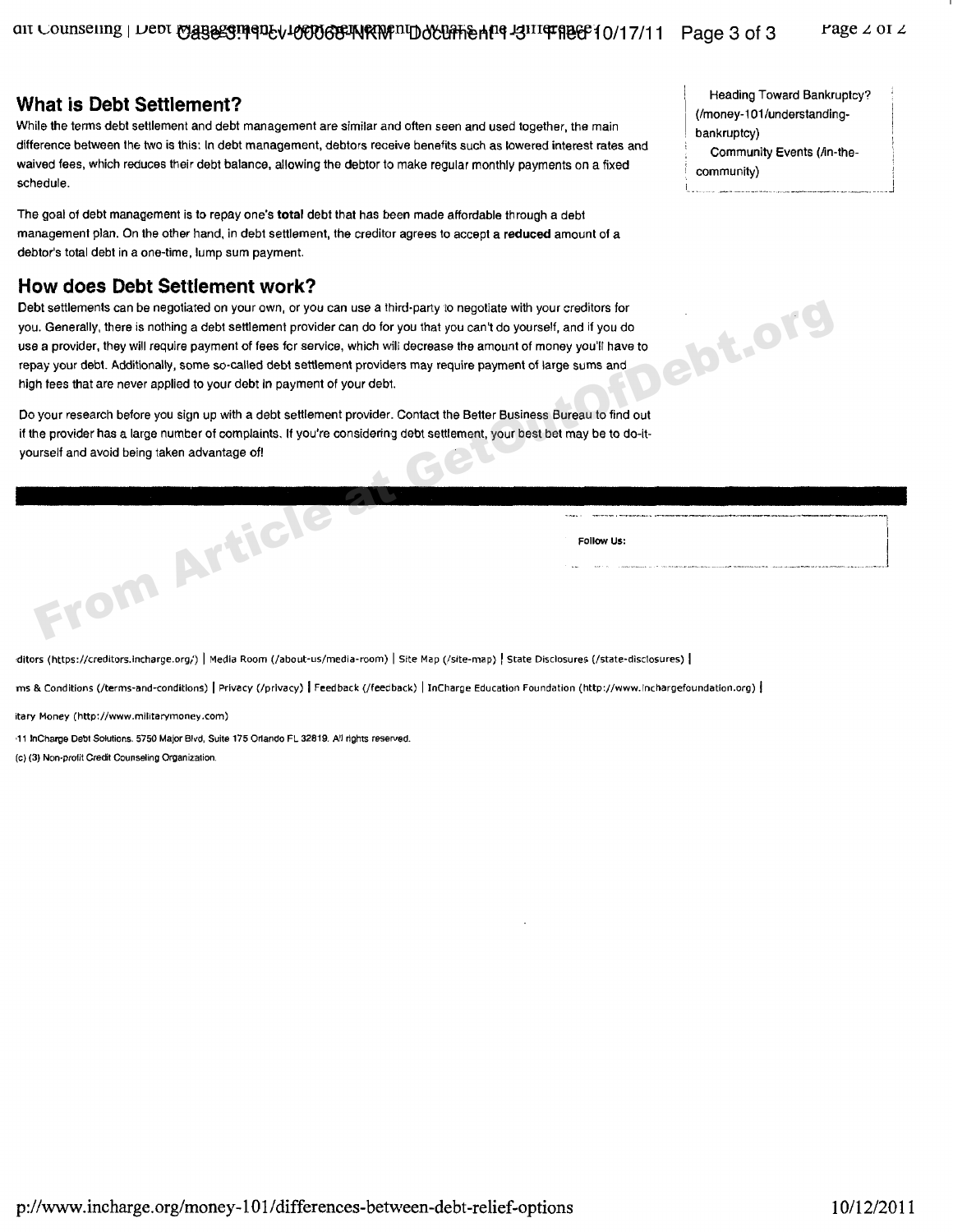## What is Debt Settlement?

While the terms debt settlement and debt management are similar and often seen and used together, the main difference between the two is this: In debt management, debtors receive benefits such as lowered interest rates and waived fees, which reduces their debt balance, allowing the debtor to make regular monthly payments on a fixed schedule.

The goal of debt management is to repay one's **total** debt that has been made affordable through a debt management plan. On the other hand, in debt settlement, the creditor agrees to accept a **reduced** amount of a debtor's total debt in a one-time, lump sum payment.

## How does Debt Settlement work?

Debt settlements can be negotiated on your own, or you can use a third-party to negotiate with your creditors for you. Generally, there is nothing a debt settlement provider can do for you that you can't do yourself, and if you do use a provider, they will require payment of fees for service, which will decrease the amount of money you'll have to repay your debt. Additionally, some so-called debt settlement providers may require payment of large sums and high fees that are never applied to your debt in payment of your debt.

Do your research before you sign up with a debt settlement provider. Contact the Better Business Bureau to find out if the provider has a large number of complaints. If you're considering debt settlement, your best bet may be to do-it-yourself and avoid being taken advantage of!

Heading Toward Bankruptcy? (/money-101/understanding-bankruptcy)
Community Events (/in-the-community)

Follow Us:

ditors (https://creditors.incharge.org/) | Media Room (/about-us/media-room) | Site Map (/site-map) | State Disclosures (/state-disclosures) |

ms & Conditions (/terms-and-conditions) | Privacy (/privacy) | Feedback (/feedback) | InCharge Education Foundation (http://www.inchargefoundation.org) |

itary Money (http://www.militarymoney.com)

·11 InCharge Debt Solutions. 5750 Major Blvd, Suite 175 Orlando FL 32819. All rights reserved.

(c) (3) Non-profit Credit Counseling Organization.